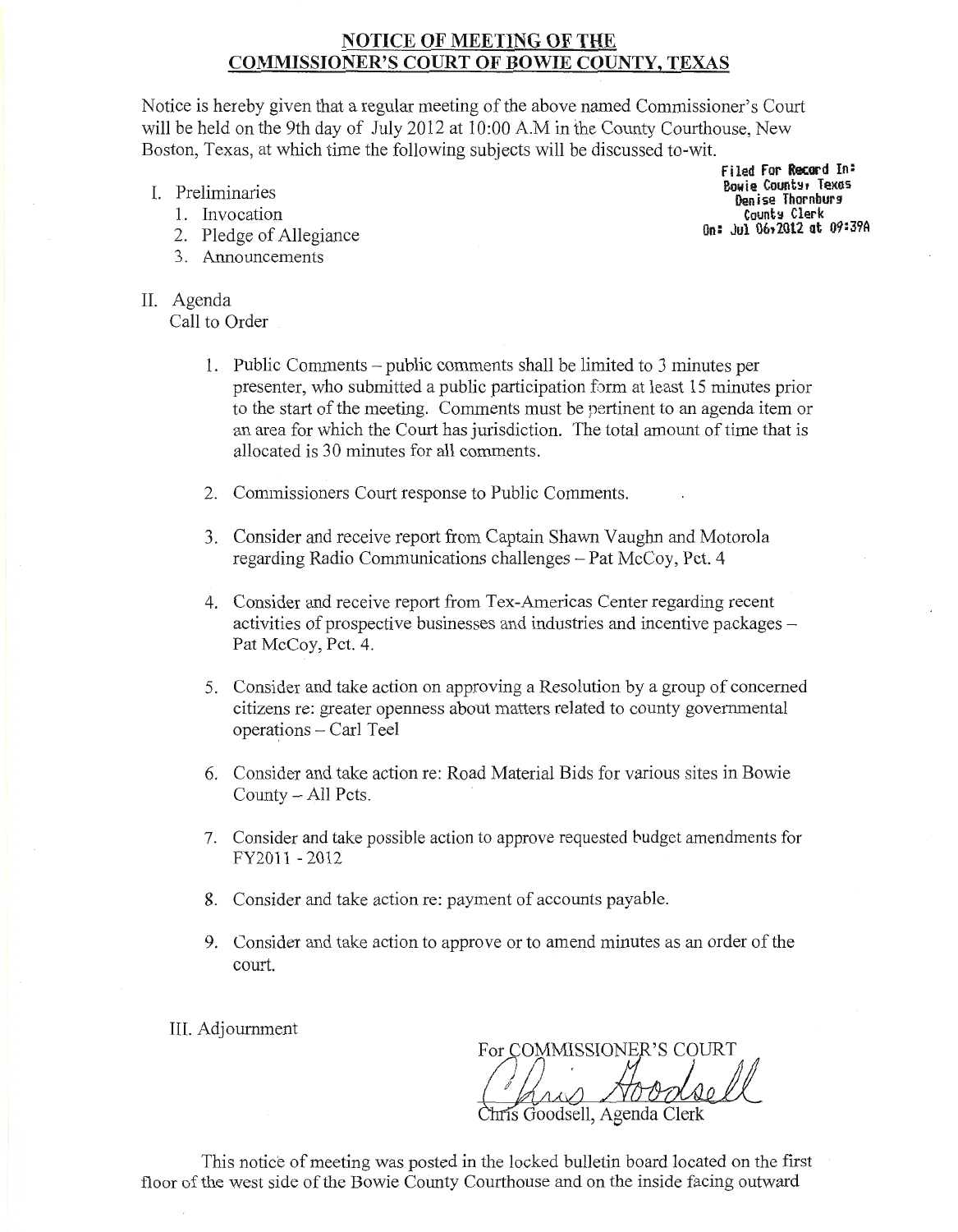## NOTICE OF MEETING OF THE COMMISSIONER'S COURT OF BOWIE COUNTY, TEXAS

Notice is hereby given that a regular meeting of the above named Commissioner's Court will be held on the 9th day of July 2012 at 10:00 A.M in the County Courthouse, New Boston, Texas, at which time the following subjects will be discussed to-wit.

Filed For Record In:
Bowie County, Texas
Denise Thornburg
County Clerk
On: Jul 06,2012 at 09:39A

I. Preliminaries
   1. Invocation
   2. Pledge of Allegiance
   3. Announcements

II. Agenda
   Call to Order

   1. Public Comments – public comments shall be limited to 3 minutes per presenter, who submitted a public participation form at least 15 minutes prior to the start of the meeting. Comments must be pertinent to an agenda item or an area for which the Court has jurisdiction. The total amount of time that is allocated is 30 minutes for all comments.

   2. Commissioners Court response to Public Comments.

   3. Consider and receive report from Captain Shawn Vaughn and Motorola regarding Radio Communications challenges – Pat McCoy, Pct. 4

   4. Consider and receive report from Tex-Americas Center regarding recent activities of prospective businesses and industries and incentive packages – Pat McCoy, Pct. 4.

   5. Consider and take action on approving a Resolution by a group of concerned citizens re: greater openness about matters related to county governmental operations – Carl Teel

   6. Consider and take action re: Road Material Bids for various sites in Bowie County – All Pcts.

   7. Consider and take possible action to approve requested budget amendments for FY2011 - 2012

   8. Consider and take action re: payment of accounts payable.

   9. Consider and take action to approve or to amend minutes as an order of the court.

III. Adjournment

For COMMISSIONER'S COURT

Chris Goodsell

Chris Goodsell, Agenda Clerk

This notice of meeting was posted in the locked bulletin board located on the first floor of the west side of the Bowie County Courthouse and on the inside facing outward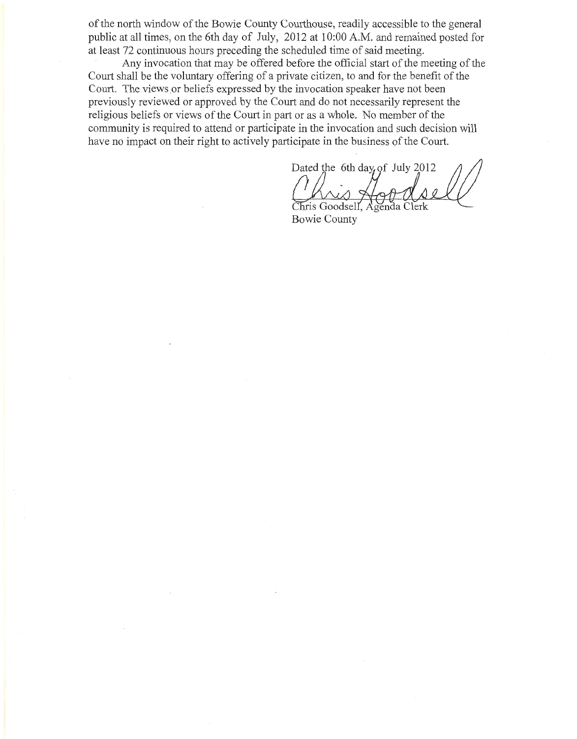of the north window of the Bowie County Courthouse, readily accessible to the general public at all times, on the 6th day of July, 2012 at 10:00 A.M. and remained posted for at least 72 continuous hours preceding the scheduled time of said meeting.

Any invocation that may be offered before the official start of the meeting of the Court shall be the voluntary offering of a private citizen, to and for the benefit of the Court. The views or beliefs expressed by the invocation speaker have not been previously reviewed or approved by the Court and do not necessarily represent the religious beliefs or views of the Court in part or as a whole. No member of the community is required to attend or participate in the invocation and such decision will have no impact on their right to actively participate in the business of the Court.

Dated the 6th day of July 2012

Chris Goodsell

Chris Goodsell, Agenda Clerk
Bowie County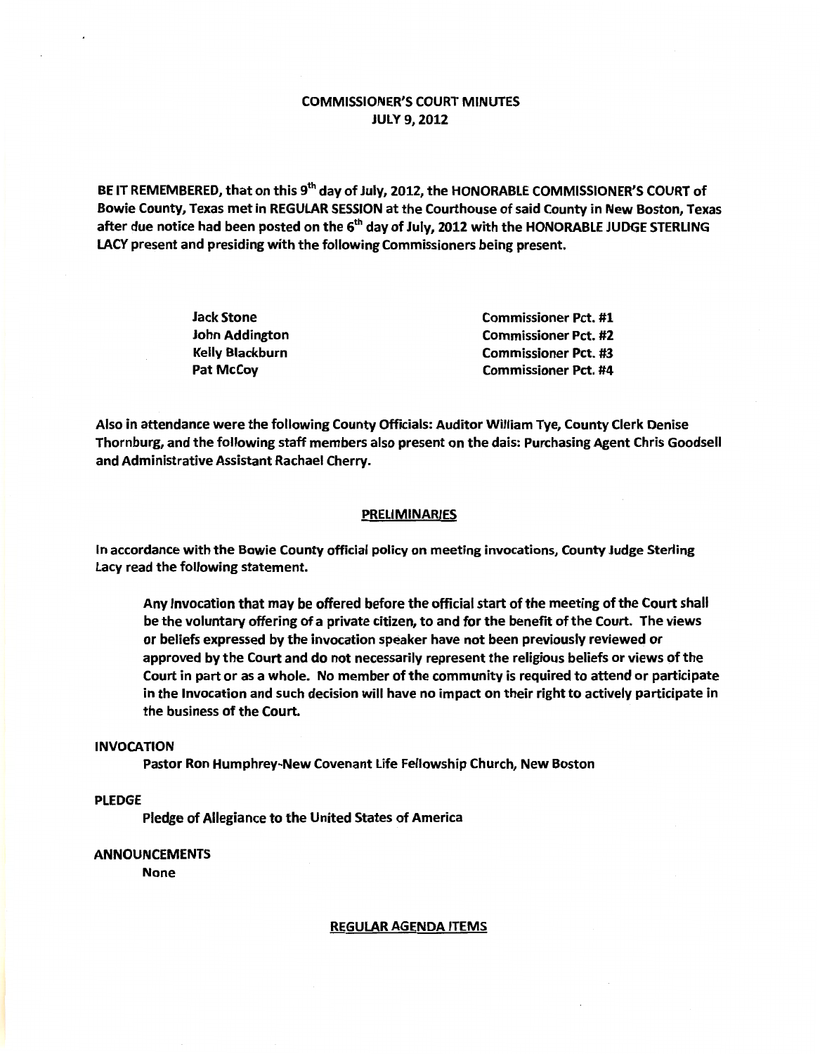# COMMISSIONER'S COURT MINUTES
## JULY 9, 2012

BE IT REMEMBERED, that on this 9th day of July, 2012, the HONORABLE COMMISSIONER'S COURT of Bowie County, Texas met in REGULAR SESSION at the Courthouse of said County in New Boston, Texas after due notice had been posted on the 6th day of July, 2012 with the HONORABLE JUDGE STERLING LACY present and presiding with the following Commissioners being present.

| | |
|---|---|
| Jack Stone | Commissioner Pct. #1 |
| John Addington | Commissioner Pct. #2 |
| Kelly Blackburn | Commissioner Pct. #3 |
| Pat McCoy | Commissioner Pct. #4 |

Also in attendance were the following County Officials: Auditor William Tye, County Clerk Denise Thornburg, and the following staff members also present on the dais: Purchasing Agent Chris Goodsell and Administrative Assistant Rachael Cherry.

## PRELIMINARIES

In accordance with the Bowie County official policy on meeting invocations, County Judge Sterling Lacy read the following statement.

> Any Invocation that may be offered before the official start of the meeting of the Court shall be the voluntary offering of a private citizen, to and for the benefit of the Court. The views or beliefs expressed by the invocation speaker have not been previously reviewed or approved by the Court and do not necessarily represent the religious beliefs or views of the Court in part or as a whole. No member of the community is required to attend or participate in the Invocation and such decision will have no impact on their right to actively participate in the business of the Court.

**INVOCATION**

Pastor Ron Humphrey-New Covenant Life Fellowship Church, New Boston

**PLEDGE**

Pledge of Allegiance to the United States of America

**ANNOUNCEMENTS**

None

## REGULAR AGENDA ITEMS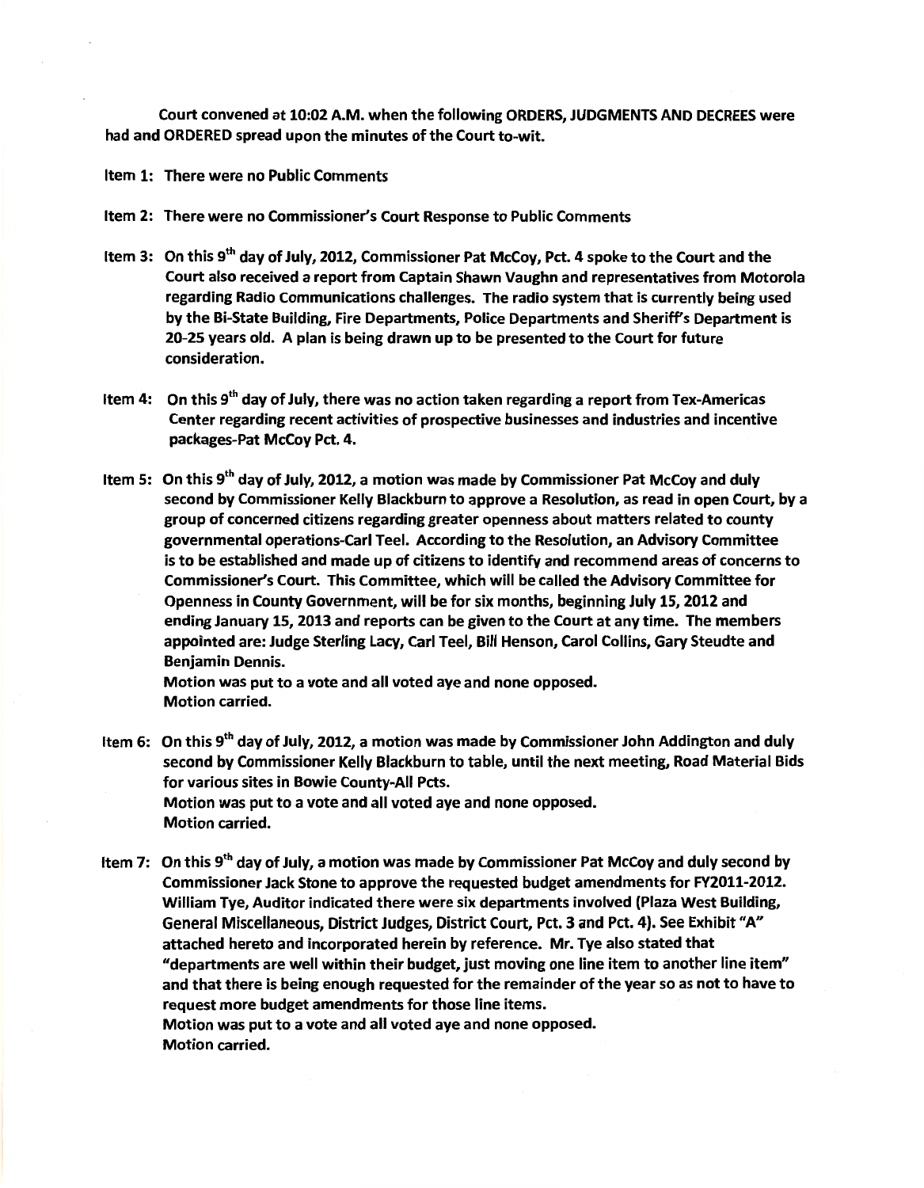**Court convened at 10:02 A.M. when the following ORDERS, JUDGMENTS AND DECREES were had and ORDERED spread upon the minutes of the Court to-wit.**

**Item 1: There were no Public Comments**

**Item 2: There were no Commissioner's Court Response to Public Comments**

**Item 3: On this 9th day of July, 2012, Commissioner Pat McCoy, Pct. 4 spoke to the Court and the Court also received a report from Captain Shawn Vaughn and representatives from Motorola regarding Radio Communications challenges. The radio system that is currently being used by the Bi-State Building, Fire Departments, Police Departments and Sheriff's Department is 20-25 years old. A plan is being drawn up to be presented to the Court for future consideration.**

**Item 4: On this 9th day of July, there was no action taken regarding a report from Tex-Americas Center regarding recent activities of prospective businesses and industries and incentive packages-Pat McCoy Pct. 4.**

**Item 5: On this 9th day of July, 2012, a motion was made by Commissioner Pat McCoy and duly second by Commissioner Kelly Blackburn to approve a Resolution, as read in open Court, by a group of concerned citizens regarding greater openness about matters related to county governmental operations-Carl Teel. According to the Resolution, an Advisory Committee is to be established and made up of citizens to identify and recommend areas of concerns to Commissioner's Court. This Committee, which will be called the Advisory Committee for Openness in County Government, will be for six months, beginning July 15, 2012 and ending January 15, 2013 and reports can be given to the Court at any time. The members appointed are: Judge Sterling Lacy, Carl Teel, Bill Henson, Carol Collins, Gary Steudte and Benjamin Dennis.**
**Motion was put to a vote and all voted aye and none opposed.**
**Motion carried.**

**Item 6: On this 9th day of July, 2012, a motion was made by Commissioner John Addington and duly second by Commissioner Kelly Blackburn to table, until the next meeting, Road Material Bids for various sites in Bowie County-All Pcts.**
**Motion was put to a vote and all voted aye and none opposed.**
**Motion carried.**

**Item 7: On this 9th day of July, a motion was made by Commissioner Pat McCoy and duly second by Commissioner Jack Stone to approve the requested budget amendments for FY2011-2012. William Tye, Auditor indicated there were six departments involved (Plaza West Building, General Miscellaneous, District Judges, District Court, Pct. 3 and Pct. 4). See Exhibit "A" attached hereto and incorporated herein by reference. Mr. Tye also stated that "departments are well within their budget, just moving one line item to another line item" and that there is being enough requested for the remainder of the year so as not to have to request more budget amendments for those line items.**
**Motion was put to a vote and all voted aye and none opposed.**
**Motion carried.**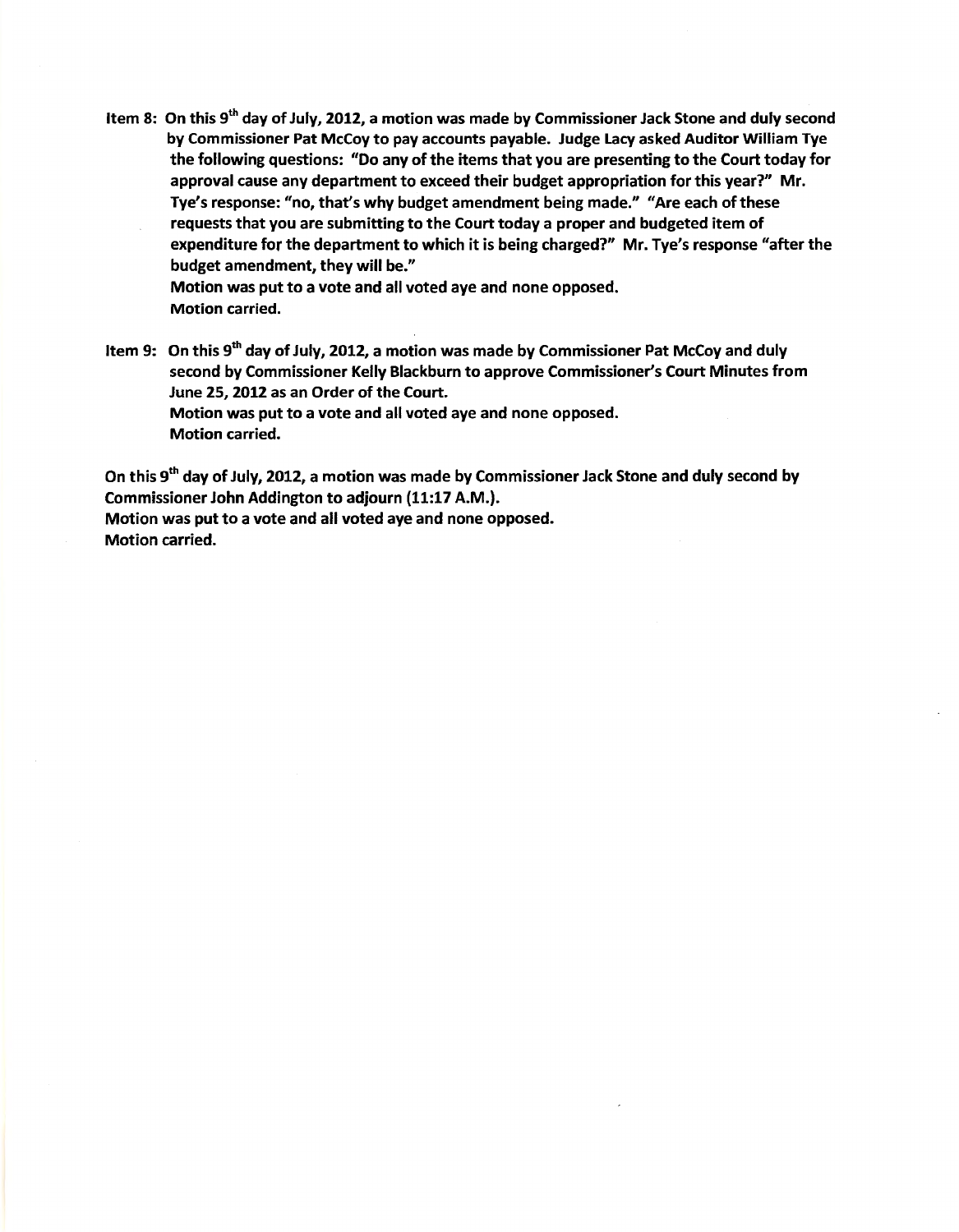**Item 8: On this 9th day of July, 2012, a motion was made by Commissioner Jack Stone and duly second by Commissioner Pat McCoy to pay accounts payable. Judge Lacy asked Auditor William Tye the following questions: "Do any of the items that you are presenting to the Court today for approval cause any department to exceed their budget appropriation for this year?" Mr. Tye's response: "no, that's why budget amendment being made." "Are each of these requests that you are submitting to the Court today a proper and budgeted item of expenditure for the department to which it is being charged?" Mr. Tye's response "after the budget amendment, they will be."**
**Motion was put to a vote and all voted aye and none opposed.**
**Motion carried.**

**Item 9: On this 9th day of July, 2012, a motion was made by Commissioner Pat McCoy and duly second by Commissioner Kelly Blackburn to approve Commissioner's Court Minutes from June 25, 2012 as an Order of the Court.**
**Motion was put to a vote and all voted aye and none opposed.**
**Motion carried.**

**On this 9th day of July, 2012, a motion was made by Commissioner Jack Stone and duly second by Commissioner John Addington to adjourn (11:17 A.M.).**
**Motion was put to a vote and all voted aye and none opposed.**
**Motion carried.**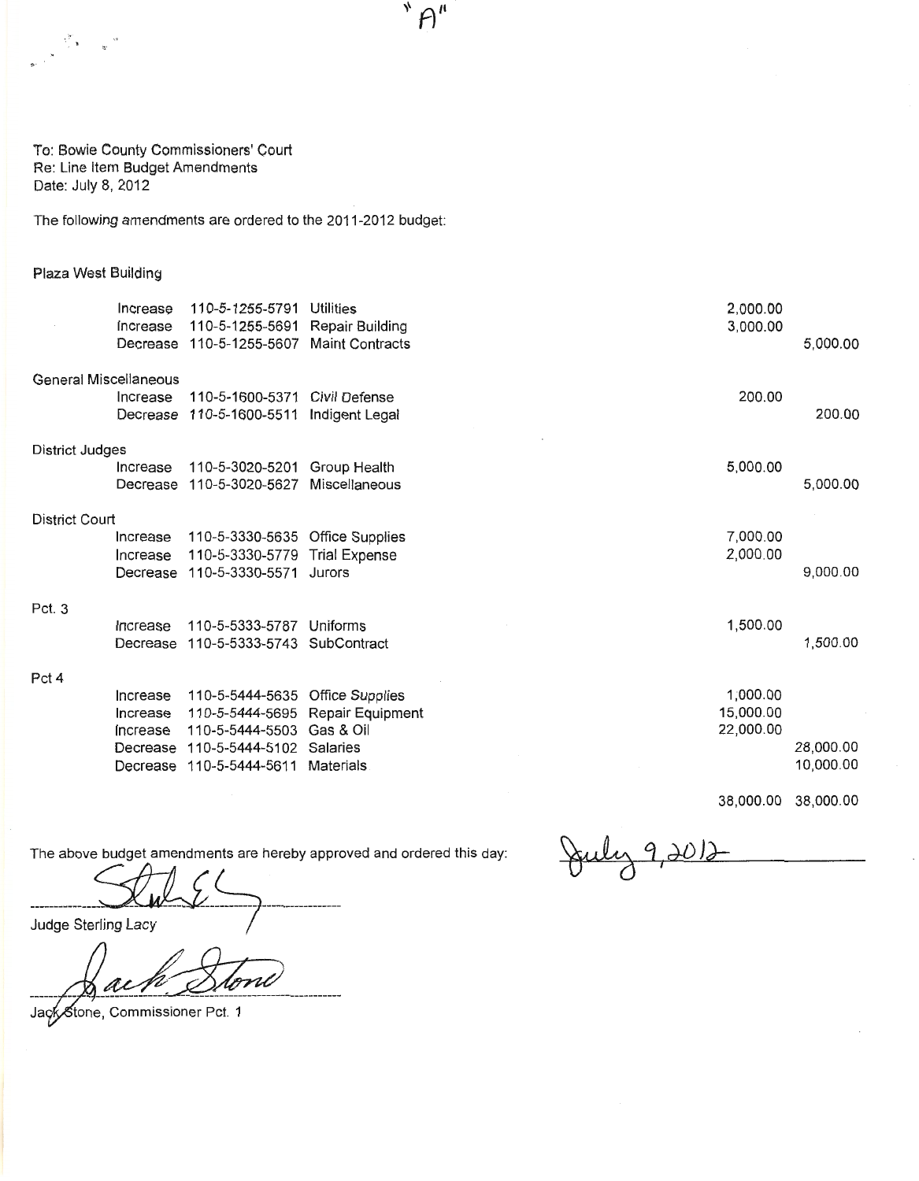"A"

To: Bowie County Commissioners' Court
Re: Line Item Budget Amendments
Date: July 8, 2012

The following amendments are ordered to the 2011-2012 budget:

| | | | | | |
|---|---|---|---|---|---|
| **Plaza West Building** | | | | | |
| | Increase | 110-5-1255-5791 | Utilities | 2,000.00 | |
| | Increase | 110-5-1255-5691 | Repair Building | 3,000.00 | |
| | Decrease | 110-5-1255-5607 | Maint Contracts | | 5,000.00 |
| **General Miscellaneous** | | | | | |
| | Increase | 110-5-1600-5371 | Civil Defense | 200.00 | |
| | Decrease | 110-5-1600-5511 | Indigent Legal | | 200.00 |
| **District Judges** | | | | | |
| | Increase | 110-5-3020-5201 | Group Health | 5,000.00 | |
| | Decrease | 110-5-3020-5627 | Miscellaneous | | 5,000.00 |
| **District Court** | | | | | |
| | Increase | 110-5-3330-5635 | Office Supplies | 7,000.00 | |
| | Increase | 110-5-3330-5779 | Trial Expense | 2,000.00 | |
| | Decrease | 110-5-3330-5571 | Jurors | | 9,000.00 |
| **Pct. 3** | | | | | |
| | Increase | 110-5-5333-5787 | Uniforms | 1,500.00 | |
| | Decrease | 110-5-5333-5743 | SubContract | | 1,500.00 |
| **Pct 4** | | | | | |
| | Increase | 110-5-5444-5635 | Office Supplies | 1,000.00 | |
| | Increase | 110-5-5444-5695 | Repair Equipment | 15,000.00 | |
| | Increase | 110-5-5444-5503 | Gas & Oil | 22,000.00 | |
| | Decrease | 110-5-5444-5102 | Salaries | | 28,000.00 |
| | Decrease | 110-5-5444-5611 | Materials | | 10,000.00 |
| | | | | 38,000.00 | 38,000.00 |

The above budget amendments are hereby approved and ordered this day: July 9, 2012

Judge Sterling Lacy

Jack Stone, Commissioner Pct. 1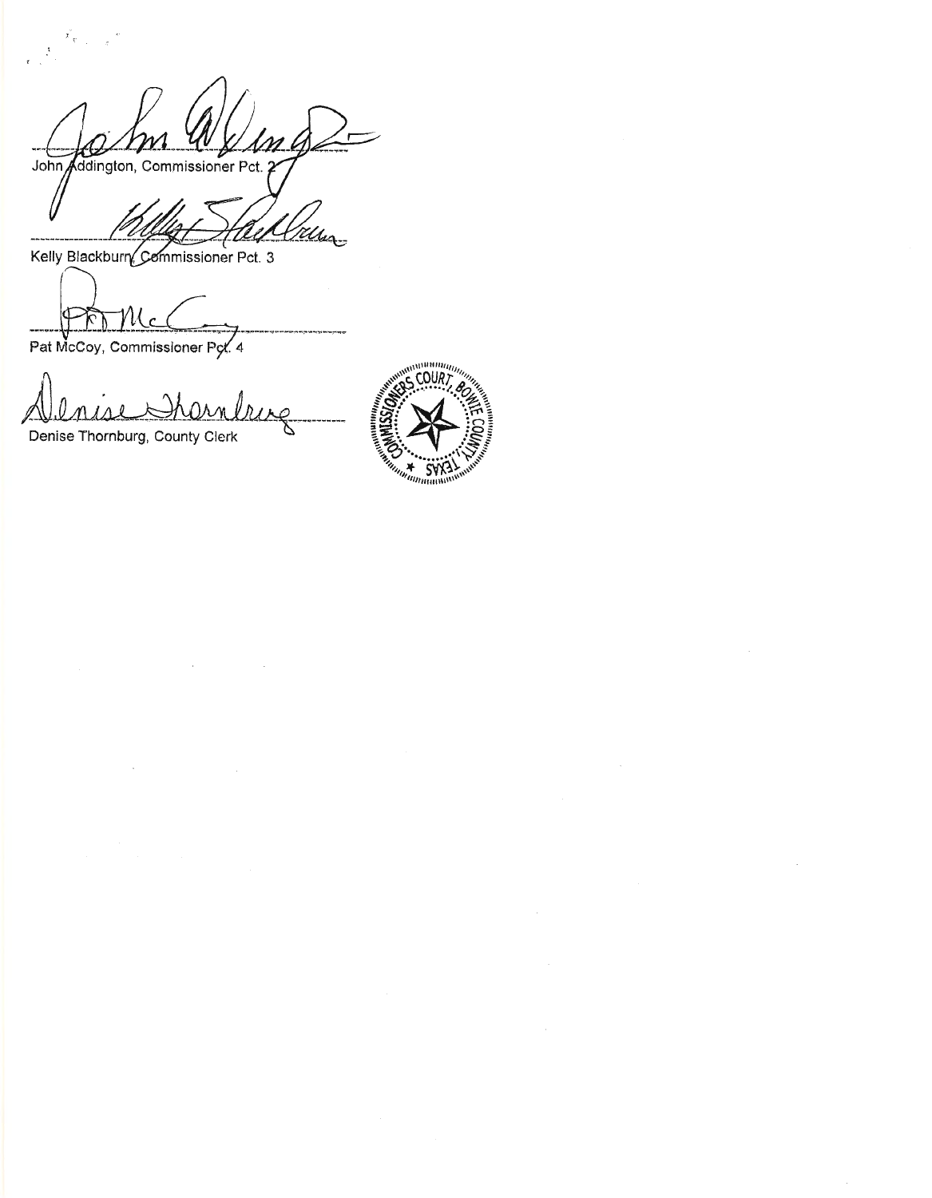John Addington, Commissioner Pct. 2

Kelly Blackburn, Commissioner Pct. 3

Pat McCoy, Commissioner Pct. 4

Denise Thornburg, County Clerk

COMMISSIONERS COURT, BOWIE COUNTY, TEXAS